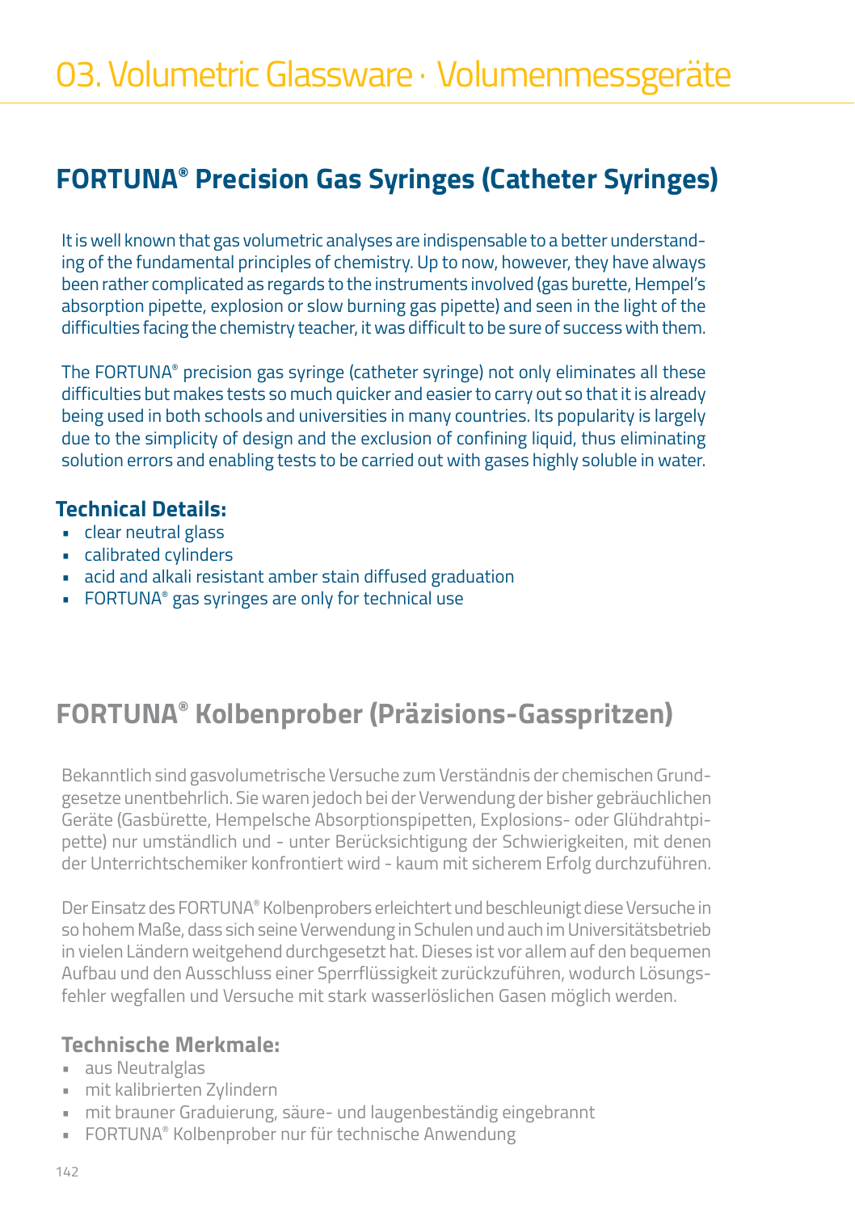# 03. Volumetric Glassware · Volumenmessgeräte

## FORTUNA® Precision Gas Syringes (Catheter Syringes)

It is well known that gas volumetric analyses are indispensable to a better understanding of the fundamental principles of chemistry. Up to now, however, they have always been rather complicated as regards to the instruments involved (gas burette, Hempel's absorption pipette, explosion or slow burning gas pipette) and seen in the light of the difficulties facing the chemistry teacher, it was difficult to be sure of success with them.

The FORTUNA® precision gas syringe (catheter syringe) not only eliminates all these difficulties but makes tests so much quicker and easier to carry out so that it is already being used in both schools and universities in many countries. Its popularity is largely due to the simplicity of design and the exclusion of confining liquid, thus eliminating solution errors and enabling tests to be carried out with gases highly soluble in water.

### Technical Details:

- clear neutral glass
- calibrated cylinders
- acid and alkali resistant amber stain diffused graduation
- FORTUNA® gas syringes are only for technical use

## FORTUNA® Kolbenprober (Präzisions-Gasspritzen)

Bekanntlich sind gasvolumetrische Versuche zum Verständnis der chemischen Grundgesetze unentbehrlich. Sie waren jedoch bei der Verwendung der bisher gebräuchlichen Geräte (Gasbürette, Hempelsche Absorptionspipetten, Explosions- oder Glühdrahtpipette) nur umständlich und - unter Berücksichtigung der Schwierigkeiten, mit denen der Unterrichtschemiker konfrontiert wird - kaum mit sicherem Erfolg durchzuführen.

Der Einsatz des FORTUNA® Kolbenprobers erleichtert und beschleunigt diese Versuche in so hohem Maße, dass sich seine Verwendung in Schulen und auch im Universitätsbetrieb in vielen Ländern weitgehend durchgesetzt hat. Dieses ist vor allem auf den bequemen Aufbau und den Ausschluss einer Sperrflüssigkeit zurückzuführen, wodurch Lösungsfehler wegfallen und Versuche mit stark wasserlöslichen Gasen möglich werden.

### Technische Merkmale:

- aus Neutralglas
- mit kalibrierten Zylindern
- mit brauner Graduierung, säure- und laugenbeständig eingebrannt
- FORTUNA® Kolbenprober nur für technische Anwendung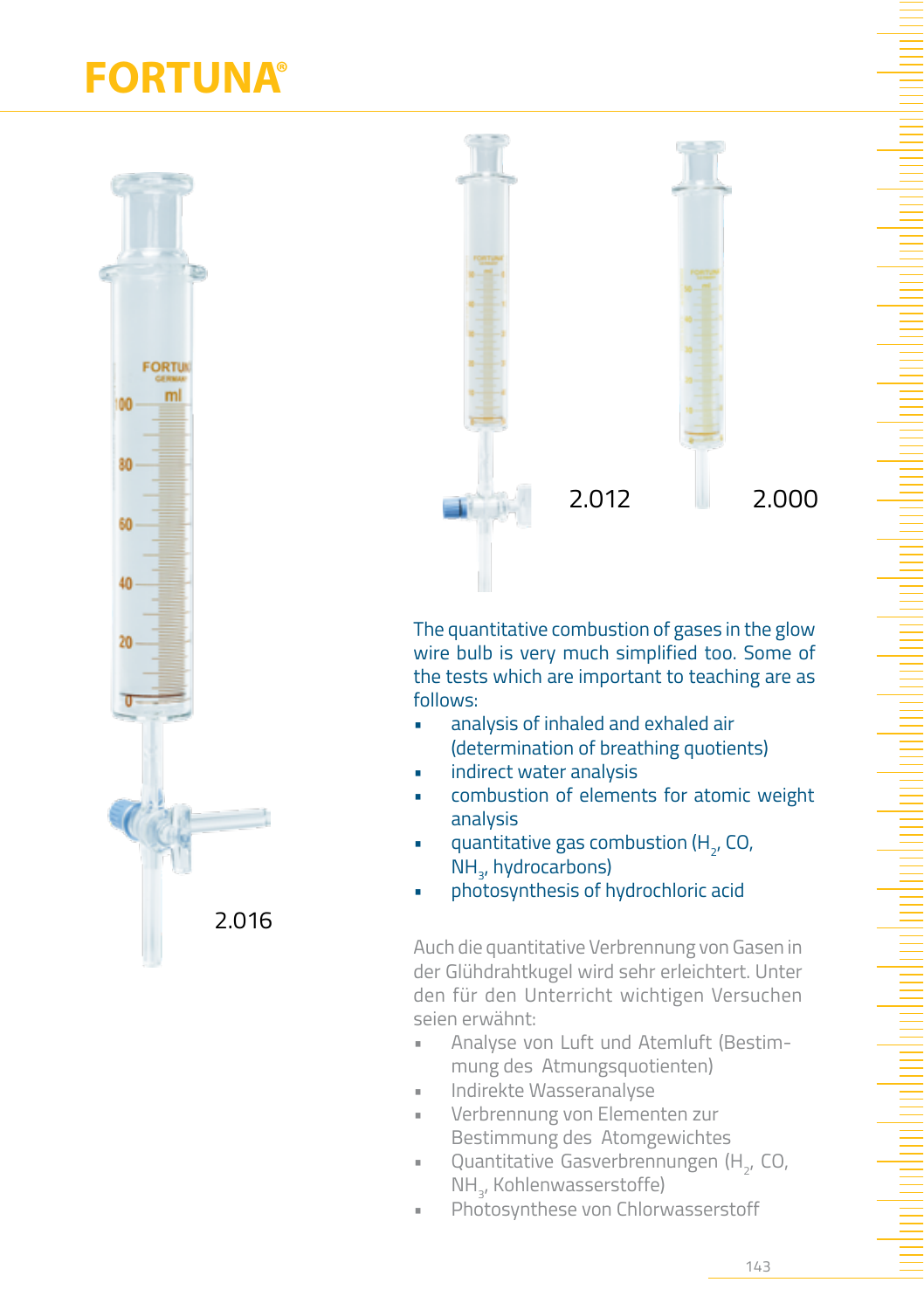# FORTUNA®

2.016

2.012

2.000

The quantitative combustion of gases in the glow wire bulb is very much simplified too. Some of the tests which are important to teaching are as follows:

- analysis of inhaled and exhaled air (determination of breathing quotients)
- indirect water analysis
- combustion of elements for atomic weight analysis
- quantitative gas combustion ($H_2$, CO, $NH_3$, hydrocarbons)
- photosynthesis of hydrochloric acid

Auch die quantitative Verbrennung von Gasen in der Glühdrahtkugel wird sehr erleichtert. Unter den für den Unterricht wichtigen Versuchen seien erwähnt:

- Analyse von Luft und Atemluft (Bestimmung des Atmungsquotienten)
- Indirekte Wasseranalyse
- Verbrennung von Elementen zur Bestimmung des Atomgewichtes
- Quantitative Gasverbrennungen ($H_2$, CO, $NH_3$, Kohlenwasserstoffe)
- Photosynthese von Chlorwasserstoff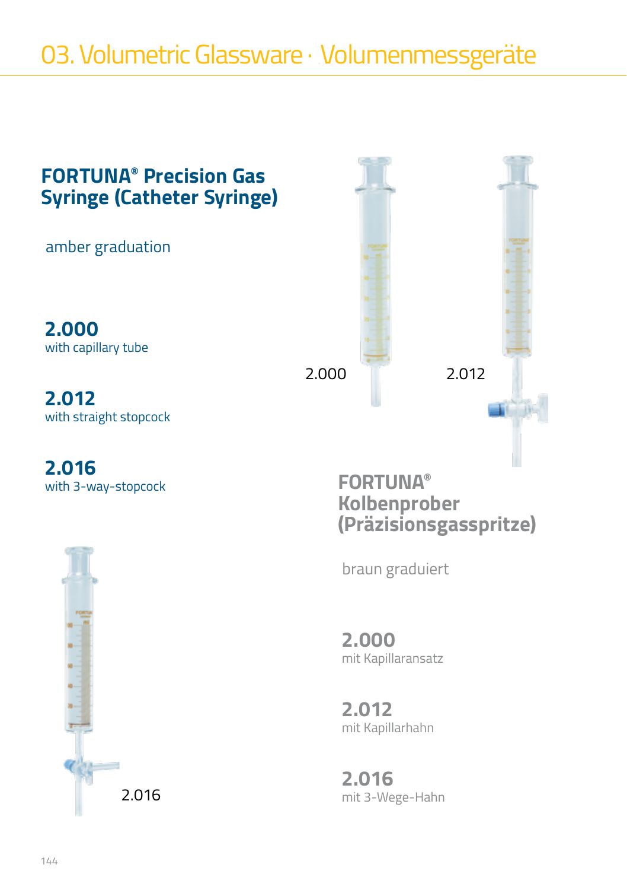# 03. Volumetric Glassware · Volumenmessgeräte

## FORTUNA® Precision Gas Syringe (Catheter Syringe)

amber graduation

**2.000**
with capillary tube

**2.012**
with straight stopcock

**2.016**
with 3-way-stopcock

2.000

2.012

2.016

## FORTUNA® Kolbenprober (Präzisionsgasspritze)

braun graduiert

**2.000**
mit Kapillaransatz

**2.012**
mit Kapillarhahn

**2.016**
mit 3-Wege-Hahn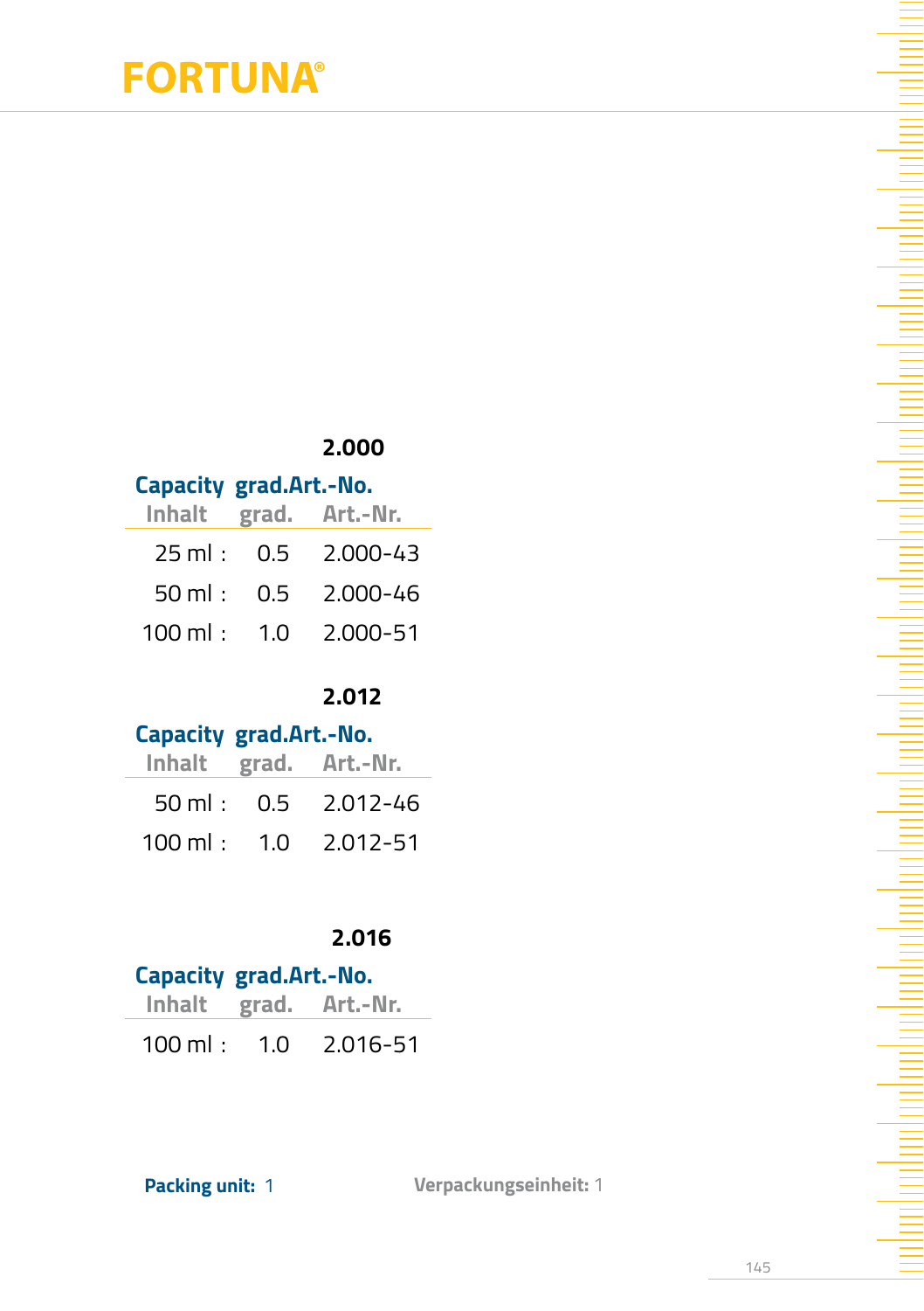# FORTUNA®

## 2.000

| Capacity<br>Inhalt | grad.<br>grad. | Art.-No.<br>Art.-Nr. |
|---|---|---|
| 25 ml : | 0.5 | 2.000-43 |
| 50 ml : | 0.5 | 2.000-46 |
| 100 ml : | 1.0 | 2.000-51 |

## 2.012

| Capacity<br>Inhalt | grad.<br>grad. | Art.-No.<br>Art.-Nr. |
|---|---|---|
| 50 ml : | 0.5 | 2.012-46 |
| 100 ml : | 1.0 | 2.012-51 |

## 2.016

| Capacity<br>Inhalt | grad.<br>grad. | Art.-No.<br>Art.-Nr. |
|---|---|---|
| 100 ml : | 1.0 | 2.016-51 |

**Packing unit:** 1 **Verpackungseinheit:** 1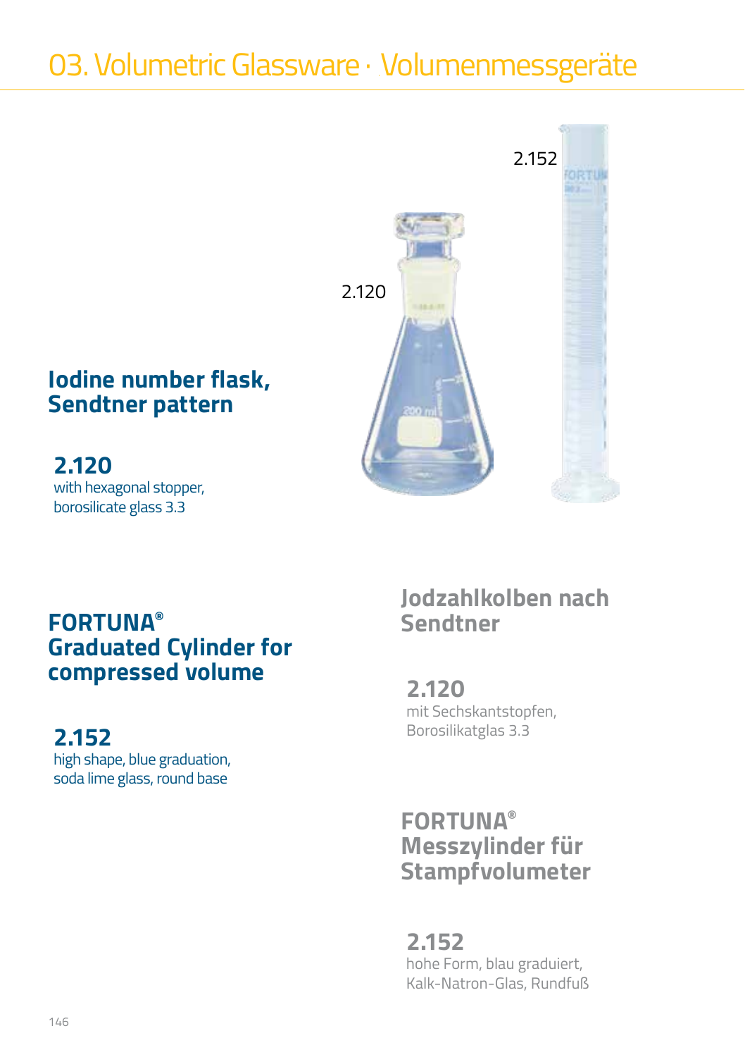# 03. Volumetric Glassware · Volumenmessgeräte

2.152

2.120

## Iodine number flask, Sendtner pattern

**2.120**
with hexagonal stopper,
borosilicate glass 3.3

## Jodzahlkolben nach Sendtner

**2.120**
mit Sechskantstopfen,
Borosilikatglas 3.3

## FORTUNA® Graduated Cylinder for compressed volume

**2.152**
high shape, blue graduation,
soda lime glass, round base

## FORTUNA® Messzylinder für Stampfvolumeter

**2.152**
hohe Form, blau graduiert,
Kalk-Natron-Glas, Rundfuß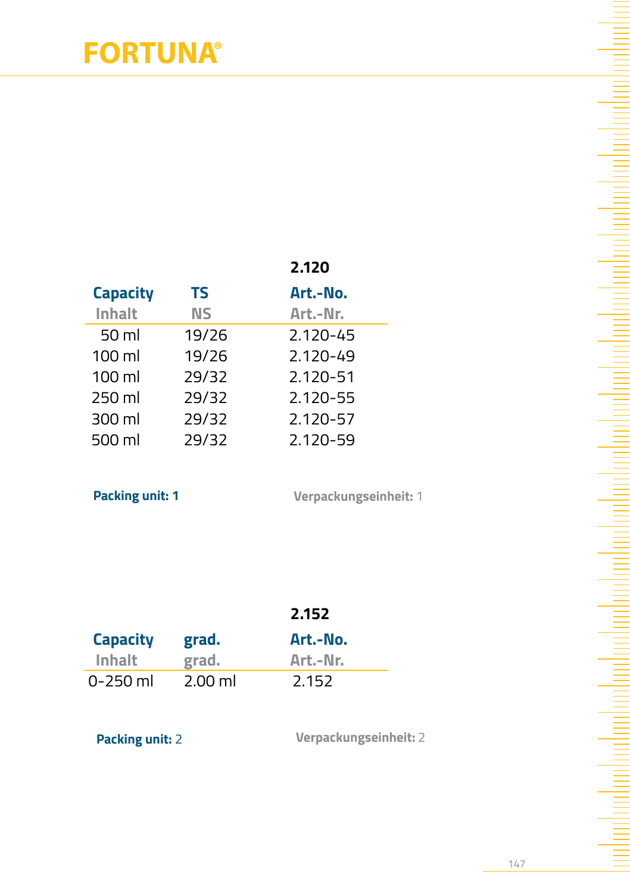# FORTUNA®

## 2.120

| Capacity<br>Inhalt | TS<br>NS | Art.-No.<br>Art.-Nr. |
|---|---|---|
| 50 ml | 19/26 | 2.120-45 |
| 100 ml | 19/26 | 2.120-49 |
| 100 ml | 29/32 | 2.120-51 |
| 250 ml | 29/32 | 2.120-55 |
| 300 ml | 29/32 | 2.120-57 |
| 500 ml | 29/32 | 2.120-59 |

**Packing unit: 1** **Verpackungseinheit:** 1

## 2.152

| Capacity<br>Inhalt | grad.<br>grad. | Art.-No.<br>Art.-Nr. |
|---|---|---|
| 0-250 ml | 2.00 ml | 2.152 |

**Packing unit:** 2 **Verpackungseinheit:** 2